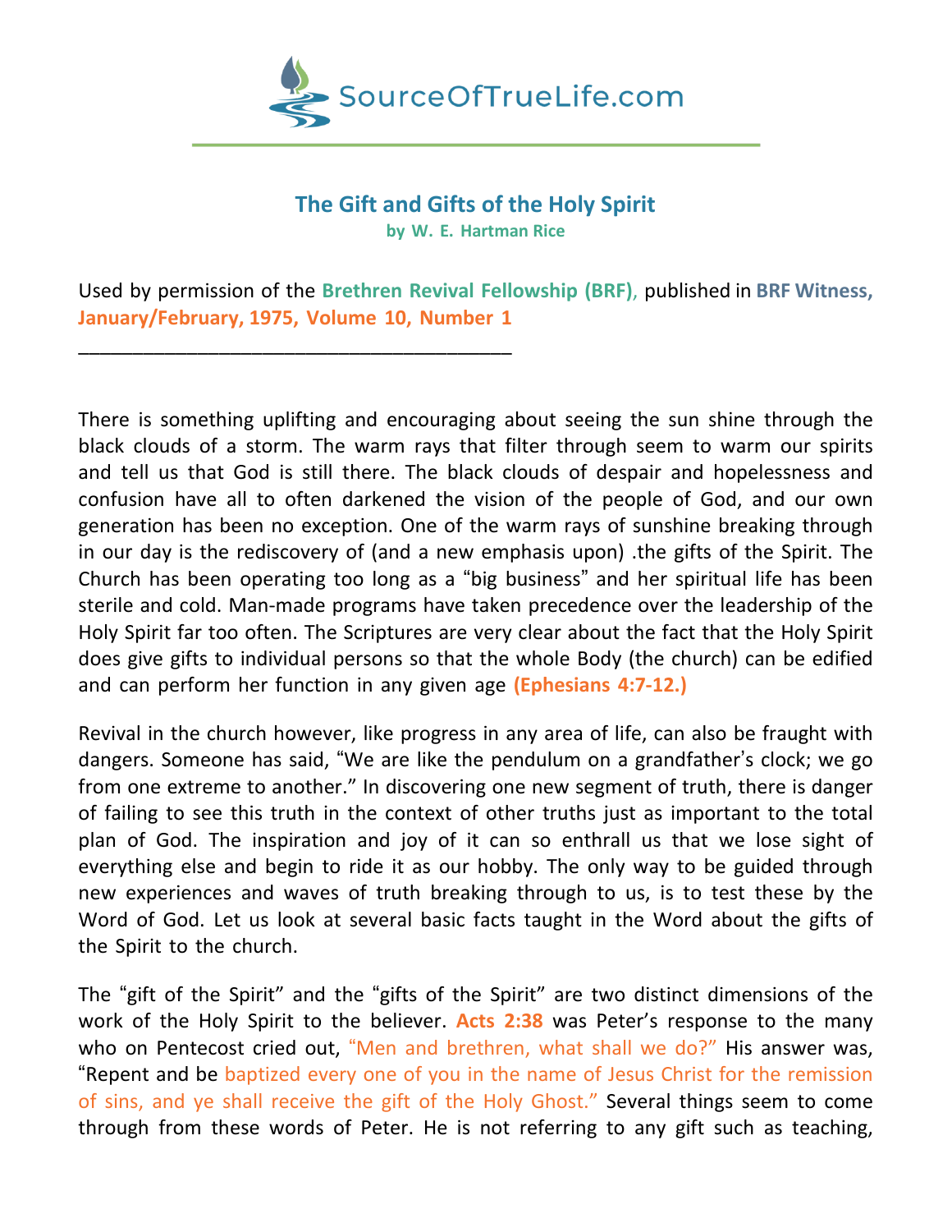SourceOfTrueLife.com

# The Gift and Gifts of the Holy Spirit

**by W. E. Hartman Rice**

Used by permission of the **Brethren Revival Fellowship (BRF)**, published in **BRF Witness, January/February, 1975, Volume 10, Number 1**

---

There is something uplifting and encouraging about seeing the sun shine through the black clouds of a storm. The warm rays that filter through seem to warm our spirits and tell us that God is still there. The black clouds of despair and hopelessness and confusion have all to often darkened the vision of the people of God, and our own generation has been no exception. One of the warm rays of sunshine breaking through in our day is the rediscovery of (and a new emphasis upon) .the gifts of the Spirit. The Church has been operating too long as a "big business" and her spiritual life has been sterile and cold. Man-made programs have taken precedence over the leadership of the Holy Spirit far too often. The Scriptures are very clear about the fact that the Holy Spirit does give gifts to individual persons so that the whole Body (the church) can be edified and can perform her function in any given age **(Ephesians 4:7-12.)**

Revival in the church however, like progress in any area of life, can also be fraught with dangers. Someone has said, "We are like the pendulum on a grandfather's clock; we go from one extreme to another." In discovering one new segment of truth, there is danger of failing to see this truth in the context of other truths just as important to the total plan of God. The inspiration and joy of it can so enthrall us that we lose sight of everything else and begin to ride it as our hobby. The only way to be guided through new experiences and waves of truth breaking through to us, is to test these by the Word of God. Let us look at several basic facts taught in the Word about the gifts of the Spirit to the church.

The "gift of the Spirit" and the "gifts of the Spirit" are two distinct dimensions of the work of the Holy Spirit to the believer. **Acts 2:38** was Peter's response to the many who on Pentecost cried out, "Men and brethren, what shall we do?" His answer was, "Repent and be baptized every one of you in the name of Jesus Christ for the remission of sins, and ye shall receive the gift of the Holy Ghost." Several things seem to come through from these words of Peter. He is not referring to any gift such as teaching,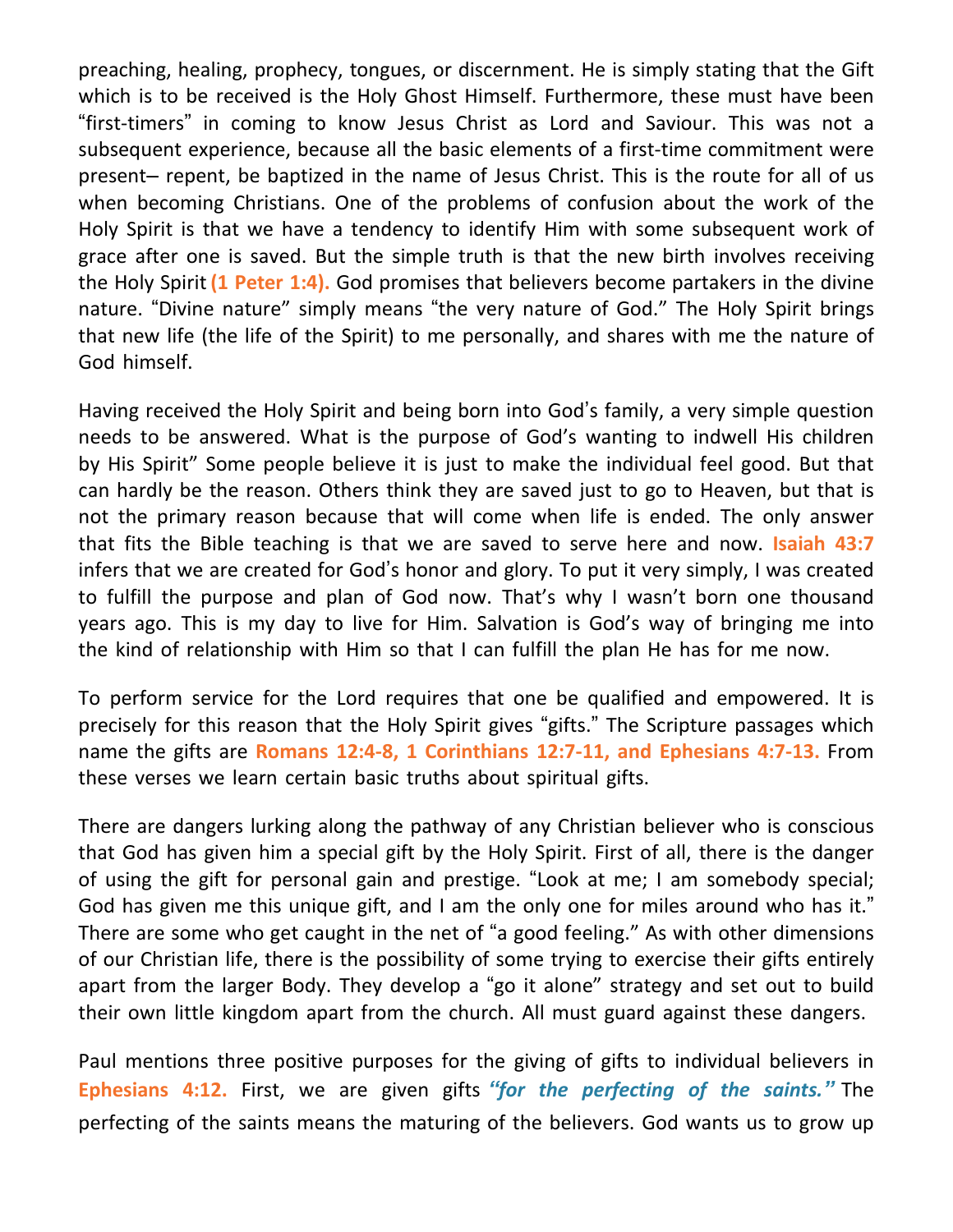preaching, healing, prophecy, tongues, or discernment. He is simply stating that the Gift which is to be received is the Holy Ghost Himself. Furthermore, these must have been "first-timers" in coming to know Jesus Christ as Lord and Saviour. This was not a subsequent experience, because all the basic elements of a first-time commitment were present– repent, be baptized in the name of Jesus Christ. This is the route for all of us when becoming Christians. One of the problems of confusion about the work of the Holy Spirit is that we have a tendency to identify Him with some subsequent work of grace after one is saved. But the simple truth is that the new birth involves receiving the Holy Spirit **(1 Peter 1:4).** God promises that believers become partakers in the divine nature. "Divine nature" simply means "the very nature of God." The Holy Spirit brings that new life (the life of the Spirit) to me personally, and shares with me the nature of God himself.

Having received the Holy Spirit and being born into God's family, a very simple question needs to be answered. What is the purpose of God's wanting to indwell His children by His Spirit" Some people believe it is just to make the individual feel good. But that can hardly be the reason. Others think they are saved just to go to Heaven, but that is not the primary reason because that will come when life is ended. The only answer that fits the Bible teaching is that we are saved to serve here and now. **Isaiah 43:7** infers that we are created for God's honor and glory. To put it very simply, I was created to fulfill the purpose and plan of God now. That's why I wasn't born one thousand years ago. This is my day to live for Him. Salvation is God's way of bringing me into the kind of relationship with Him so that I can fulfill the plan He has for me now.

To perform service for the Lord requires that one be qualified and empowered. It is precisely for this reason that the Holy Spirit gives "gifts." The Scripture passages which name the gifts are **Romans 12:4-8, 1 Corinthians 12:7-11, and Ephesians 4:7-13.** From these verses we learn certain basic truths about spiritual gifts.

There are dangers lurking along the pathway of any Christian believer who is conscious that God has given him a special gift by the Holy Spirit. First of all, there is the danger of using the gift for personal gain and prestige. "Look at me; I am somebody special; God has given me this unique gift, and I am the only one for miles around who has it." There are some who get caught in the net of "a good feeling." As with other dimensions of our Christian life, there is the possibility of some trying to exercise their gifts entirely apart from the larger Body. They develop a "go it alone" strategy and set out to build their own little kingdom apart from the church. All must guard against these dangers.

Paul mentions three positive purposes for the giving of gifts to individual believers in **Ephesians 4:12.** First, we are given gifts ***"for the perfecting of the saints."*** The perfecting of the saints means the maturing of the believers. God wants us to grow up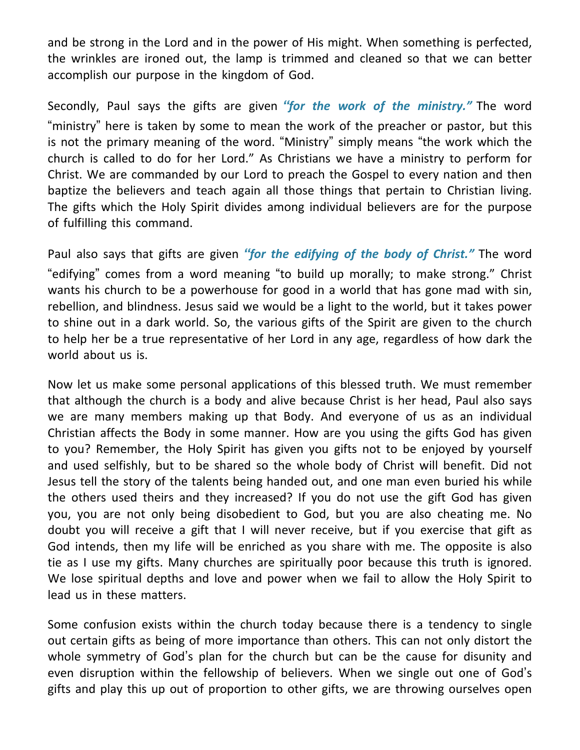and be strong in the Lord and in the power of His might. When something is perfected, the wrinkles are ironed out, the lamp is trimmed and cleaned so that we can better accomplish our purpose in the kingdom of God.

Secondly, Paul says the gifts are given ***"for the work of the ministry."*** The word "ministry" here is taken by some to mean the work of the preacher or pastor, but this is not the primary meaning of the word. "Ministry" simply means "the work which the church is called to do for her Lord." As Christians we have a ministry to perform for Christ. We are commanded by our Lord to preach the Gospel to every nation and then baptize the believers and teach again all those things that pertain to Christian living. The gifts which the Holy Spirit divides among individual believers are for the purpose of fulfilling this command.

Paul also says that gifts are given ***"for the edifying of the body of Christ."*** The word "edifying" comes from a word meaning "to build up morally; to make strong." Christ wants his church to be a powerhouse for good in a world that has gone mad with sin, rebellion, and blindness. Jesus said we would be a light to the world, but it takes power to shine out in a dark world. So, the various gifts of the Spirit are given to the church to help her be a true representative of her Lord in any age, regardless of how dark the world about us is.

Now let us make some personal applications of this blessed truth. We must remember that although the church is a body and alive because Christ is her head, Paul also says we are many members making up that Body. And everyone of us as an individual Christian affects the Body in some manner. How are you using the gifts God has given to you? Remember, the Holy Spirit has given you gifts not to be enjoyed by yourself and used selfishly, but to be shared so the whole body of Christ will benefit. Did not Jesus tell the story of the talents being handed out, and one man even buried his while the others used theirs and they increased? If you do not use the gift God has given you, you are not only being disobedient to God, but you are also cheating me. No doubt you will receive a gift that I will never receive, but if you exercise that gift as God intends, then my life will be enriched as you share with me. The opposite is also tie as I use my gifts. Many churches are spiritually poor because this truth is ignored. We lose spiritual depths and love and power when we fail to allow the Holy Spirit to lead us in these matters.

Some confusion exists within the church today because there is a tendency to single out certain gifts as being of more importance than others. This can not only distort the whole symmetry of God's plan for the church but can be the cause for disunity and even disruption within the fellowship of believers. When we single out one of God's gifts and play this up out of proportion to other gifts, we are throwing ourselves open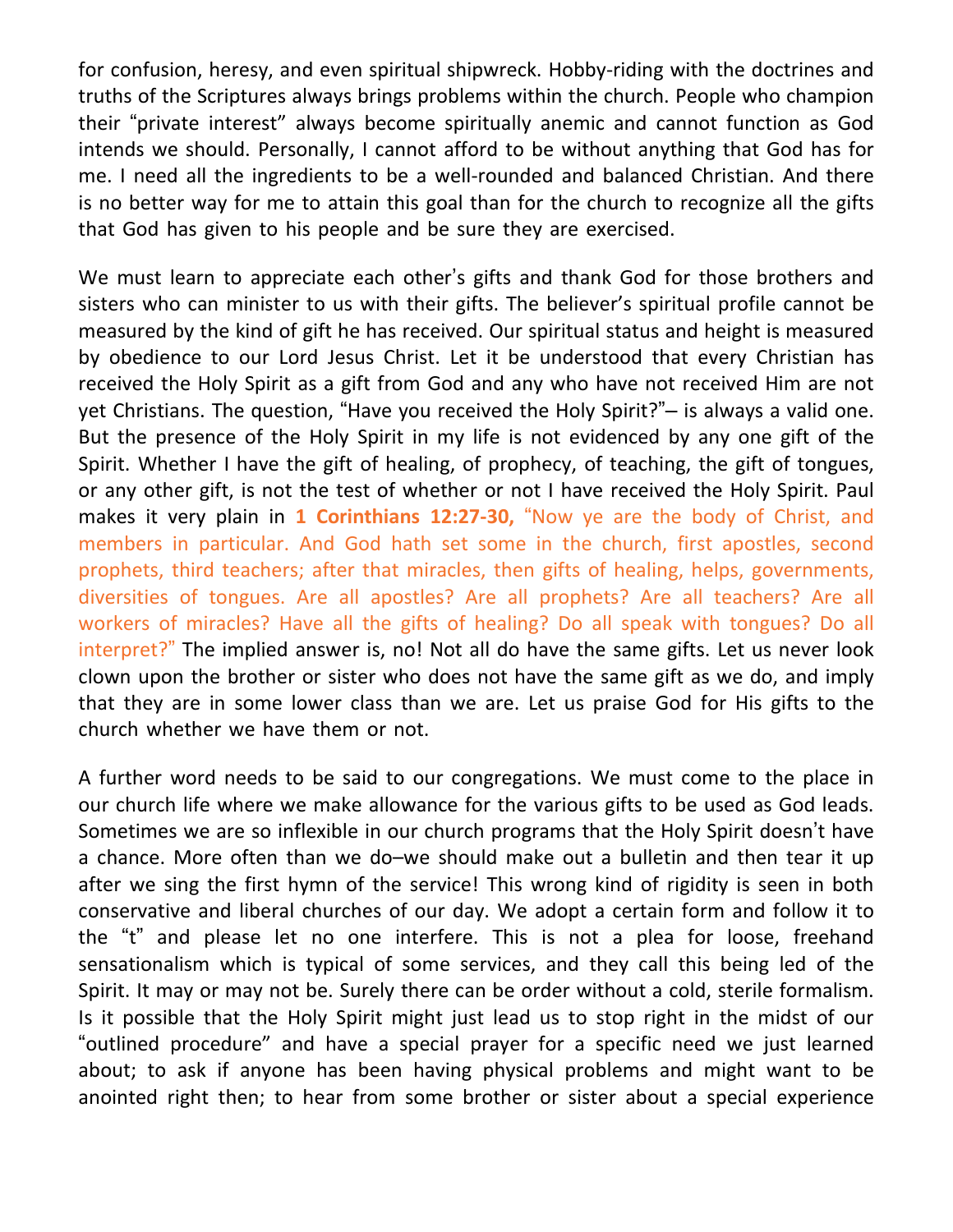for confusion, heresy, and even spiritual shipwreck. Hobby-riding with the doctrines and truths of the Scriptures always brings problems within the church. People who champion their "private interest" always become spiritually anemic and cannot function as God intends we should. Personally, I cannot afford to be without anything that God has for me. I need all the ingredients to be a well-rounded and balanced Christian. And there is no better way for me to attain this goal than for the church to recognize all the gifts that God has given to his people and be sure they are exercised.

We must learn to appreciate each other's gifts and thank God for those brothers and sisters who can minister to us with their gifts. The believer's spiritual profile cannot be measured by the kind of gift he has received. Our spiritual status and height is measured by obedience to our Lord Jesus Christ. Let it be understood that every Christian has received the Holy Spirit as a gift from God and any who have not received Him are not yet Christians. The question, "Have you received the Holy Spirit?"– is always a valid one. But the presence of the Holy Spirit in my life is not evidenced by any one gift of the Spirit. Whether I have the gift of healing, of prophecy, of teaching, the gift of tongues, or any other gift, is not the test of whether or not I have received the Holy Spirit. Paul makes it very plain in **1 Corinthians 12:27-30,** "Now ye are the body of Christ, and members in particular. And God hath set some in the church, first apostles, second prophets, third teachers; after that miracles, then gifts of healing, helps, governments, diversities of tongues. Are all apostles? Are all prophets? Are all teachers? Are all workers of miracles? Have all the gifts of healing? Do all speak with tongues? Do all interpret?" The implied answer is, no! Not all do have the same gifts. Let us never look clown upon the brother or sister who does not have the same gift as we do, and imply that they are in some lower class than we are. Let us praise God for His gifts to the church whether we have them or not.

A further word needs to be said to our congregations. We must come to the place in our church life where we make allowance for the various gifts to be used as God leads. Sometimes we are so inflexible in our church programs that the Holy Spirit doesn't have a chance. More often than we do–we should make out a bulletin and then tear it up after we sing the first hymn of the service! This wrong kind of rigidity is seen in both conservative and liberal churches of our day. We adopt a certain form and follow it to the "t" and please let no one interfere. This is not a plea for loose, freehand sensationalism which is typical of some services, and they call this being led of the Spirit. It may or may not be. Surely there can be order without a cold, sterile formalism. Is it possible that the Holy Spirit might just lead us to stop right in the midst of our "outlined procedure" and have a special prayer for a specific need we just learned about; to ask if anyone has been having physical problems and might want to be anointed right then; to hear from some brother or sister about a special experience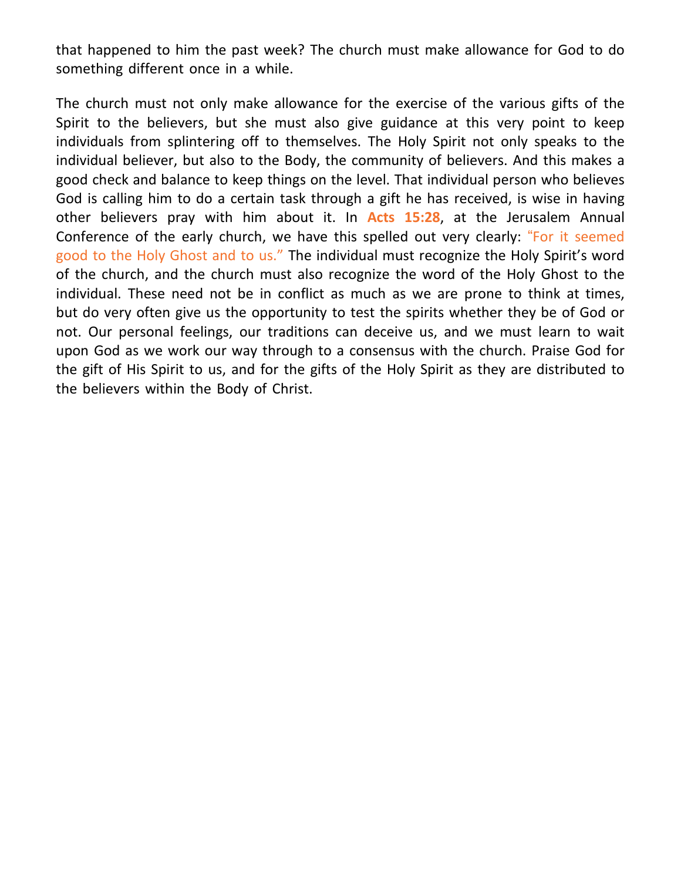that happened to him the past week? The church must make allowance for God to do something different once in a while.

The church must not only make allowance for the exercise of the various gifts of the Spirit to the believers, but she must also give guidance at this very point to keep individuals from splintering off to themselves. The Holy Spirit not only speaks to the individual believer, but also to the Body, the community of believers. And this makes a good check and balance to keep things on the level. That individual person who believes God is calling him to do a certain task through a gift he has received, is wise in having other believers pray with him about it. In **Acts 15:28**, at the Jerusalem Annual Conference of the early church, we have this spelled out very clearly: "For it seemed good to the Holy Ghost and to us." The individual must recognize the Holy Spirit's word of the church, and the church must also recognize the word of the Holy Ghost to the individual. These need not be in conflict as much as we are prone to think at times, but do very often give us the opportunity to test the spirits whether they be of God or not. Our personal feelings, our traditions can deceive us, and we must learn to wait upon God as we work our way through to a consensus with the church. Praise God for the gift of His Spirit to us, and for the gifts of the Holy Spirit as they are distributed to the believers within the Body of Christ.